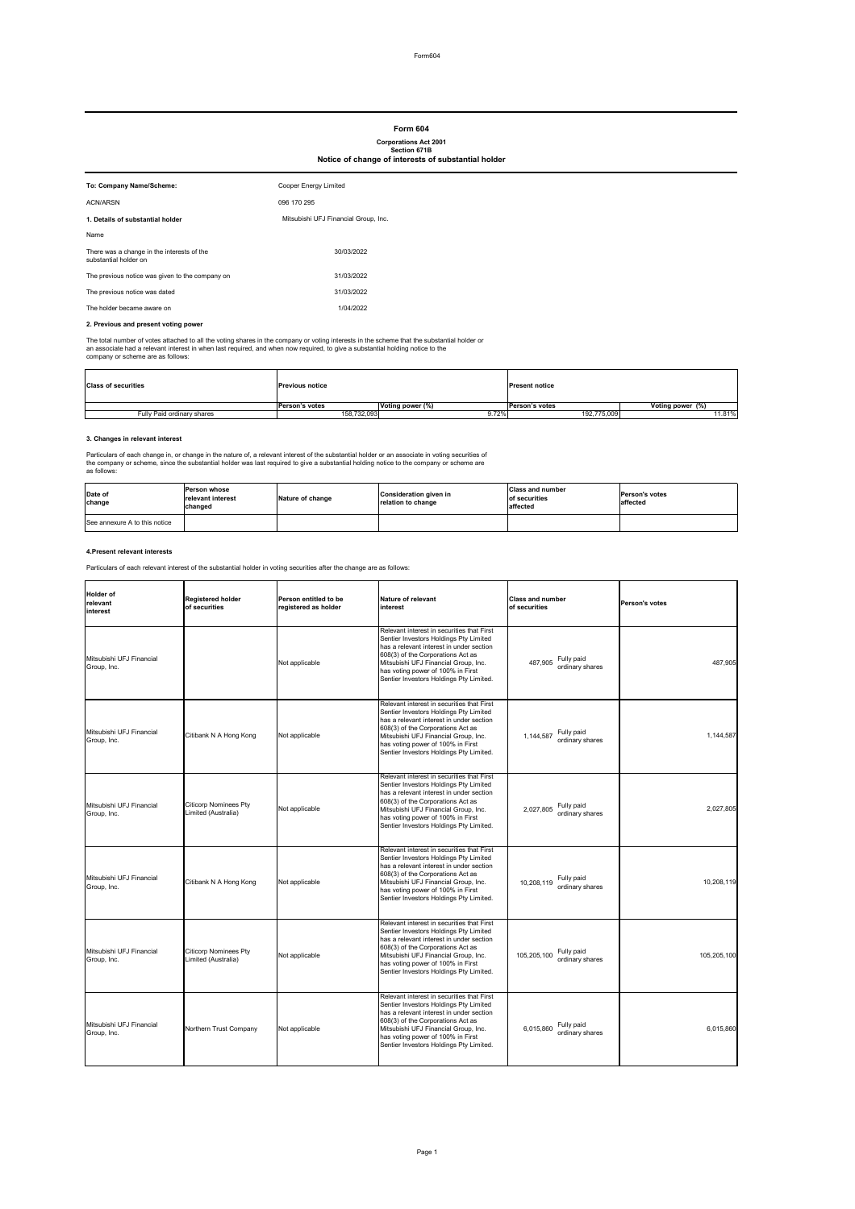# Form 604

**Corporations Act 2001**
**Section 671B**
**Notice of change of interests of substantial holder**

| | |
|---|---|
| **To: Company Name/Scheme:** | Cooper Energy Limited |
| ACN/ARSN | 096 170 295 |
| **1. Details of substantial holder** | Mitsubishi UFJ Financial Group, Inc. |
| Name | |
| There was a change in the interests of the substantial holder on | 30/03/2022 |
| The previous notice was given to the company on | 31/03/2022 |
| The previous notice was dated | 31/03/2022 |
| The holder became aware on | 1/04/2022 |

**2. Previous and present voting power**

The total number of votes attached to all the voting shares in the company or voting interests in the scheme that the substantial holder or an associate had a relevant interest in when last required, and when now required, to give a substantial holding notice to the company or scheme are as follows:

| Class of securities | Previous notice | | Present notice | |
|---|---|---|---|---|
| | Person's votes | Voting power (%) | Person's votes | Voting power (%) |
| Fully Paid ordinary shares | 158,732,093 | 9.72% | 192,775,009 | 11.81% |

**3. Changes in relevant interest**

Particulars of each change in, or change in the nature of, a relevant interest of the substantial holder or an associate in voting securities of the company or scheme, since the substantial holder was last required to give a substantial holding notice to the company or scheme are as follows:

| Date of change | Person whose relevant interest changed | Nature of change | Consideration given in relation to change | Class and number of securities affected | Person's votes affected |
|---|---|---|---|---|---|
| See annexure A to this notice | | | | | |

**4.Present relevant interests**

Particulars of each relevant interest of the substantial holder in voting securities after the change are as follows:

| Holder of relevant interest | Registered holder of securities | Person entitled to be registered as holder | Nature of relevant interest | Class and number of securities | Person's votes |
|---|---|---|---|---|---|
| Mitsubishi UFJ Financial Group, Inc. | | Not applicable | Relevant interest in securities that First Sentier Investors Holdings Pty Limited has a relevant interest in under section 608(3) of the Corporations Act as Mitsubishi UFJ Financial Group, Inc. has voting power of 100% in First Sentier Investors Holdings Pty Limited. | 487,905 Fully paid ordinary shares | 487,905 |
| Mitsubishi UFJ Financial Group, Inc. | Citibank N A Hong Kong | Not applicable | Relevant interest in securities that First Sentier Investors Holdings Pty Limited has a relevant interest in under section 608(3) of the Corporations Act as Mitsubishi UFJ Financial Group, Inc. has voting power of 100% in First Sentier Investors Holdings Pty Limited. | 1,144,587 Fully paid ordinary shares | 1,144,587 |
| Mitsubishi UFJ Financial Group, Inc. | Citicorp Nominees Pty Limited (Australia) | Not applicable | Relevant interest in securities that First Sentier Investors Holdings Pty Limited has a relevant interest in under section 608(3) of the Corporations Act as Mitsubishi UFJ Financial Group, Inc. has voting power of 100% in First Sentier Investors Holdings Pty Limited. | 2,027,805 Fully paid ordinary shares | 2,027,805 |
| Mitsubishi UFJ Financial Group, Inc. | Citibank N A Hong Kong | Not applicable | Relevant interest in securities that First Sentier Investors Holdings Pty Limited has a relevant interest in under section 608(3) of the Corporations Act as Mitsubishi UFJ Financial Group, Inc. has voting power of 100% in First Sentier Investors Holdings Pty Limited. | 10,208,119 Fully paid ordinary shares | 10,208,119 |
| Mitsubishi UFJ Financial Group, Inc. | Citicorp Nominees Pty Limited (Australia) | Not applicable | Relevant interest in securities that First Sentier Investors Holdings Pty Limited has a relevant interest in under section 608(3) of the Corporations Act as Mitsubishi UFJ Financial Group, Inc. has voting power of 100% in First Sentier Investors Holdings Pty Limited. | 105,205,100 Fully paid ordinary shares | 105,205,100 |
| Mitsubishi UFJ Financial Group, Inc. | Northern Trust Company | Not applicable | Relevant interest in securities that First Sentier Investors Holdings Pty Limited has a relevant interest in under section 608(3) of the Corporations Act as Mitsubishi UFJ Financial Group, Inc. has voting power of 100% in First Sentier Investors Holdings Pty Limited. | 6,015,860 Fully paid ordinary shares | 6,015,860 |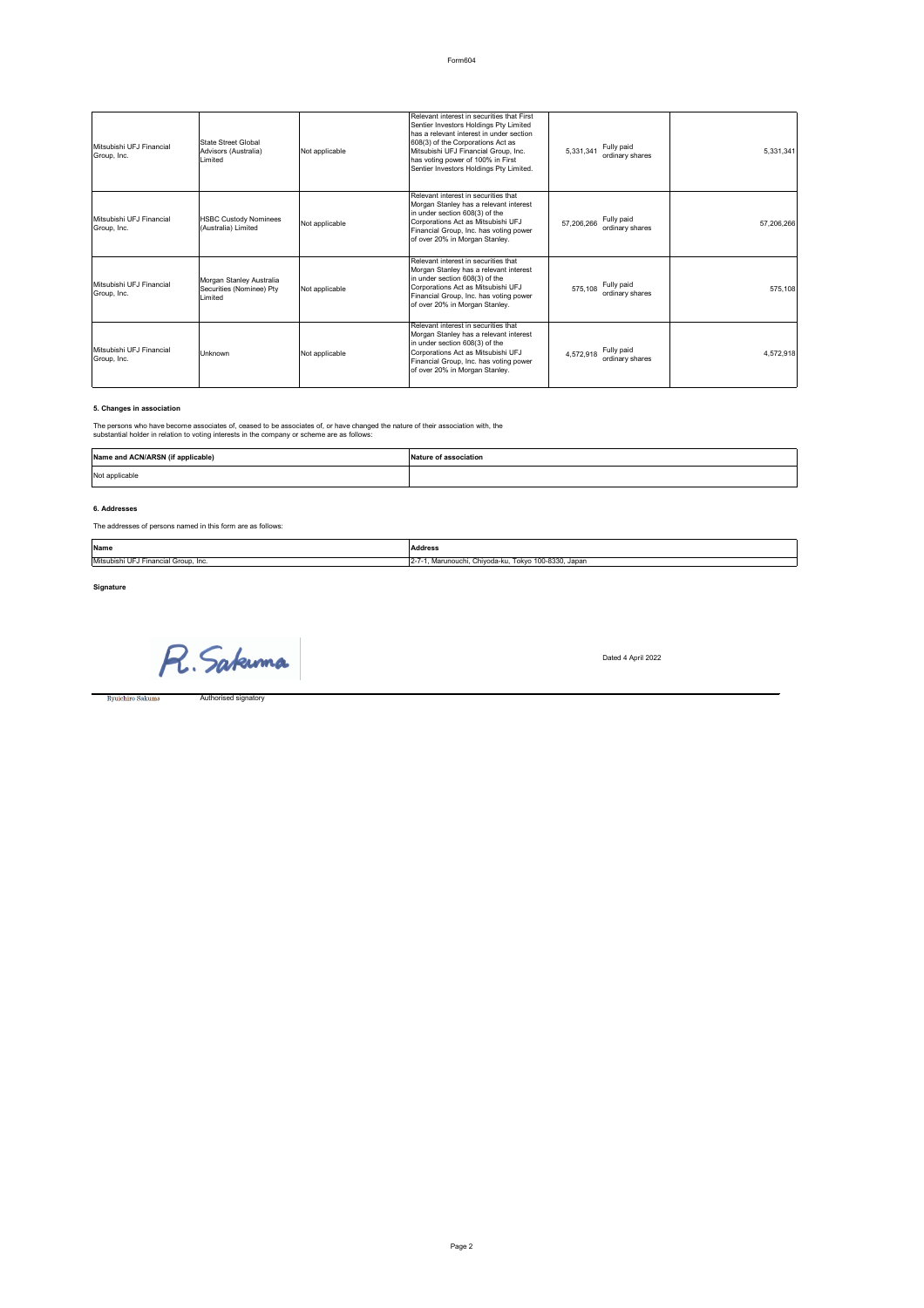| | | | | | | |
|---|---|---|---|---|---|---|
| Mitsubishi UFJ Financial Group, Inc. | State Street Global Advisors (Australia) Limited | Not applicable | Relevant interest in securities that First Sentier Investors Holdings Pty Limited has a relevant interest in under section 608(3) of the Corporations Act as Mitsubishi UFJ Financial Group, Inc. has voting power of 100% in First Sentier Investors Holdings Pty Limited. | 5,331,341 | Fully paid ordinary shares | 5,331,341 |
| Mitsubishi UFJ Financial Group, Inc. | HSBC Custody Nominees (Australia) Limited | Not applicable | Relevant interest in securities that Morgan Stanley has a relevant interest in under section 608(3) of the Corporations Act as Mitsubishi UFJ Financial Group, Inc. has voting power of over 20% in Morgan Stanley. | 57,206,266 | Fully paid ordinary shares | 57,206,266 |
| Mitsubishi UFJ Financial Group, Inc. | Morgan Stanley Australia Securities (Nominee) Pty Limited | Not applicable | Relevant interest in securities that Morgan Stanley has a relevant interest in under section 608(3) of the Corporations Act as Mitsubishi UFJ Financial Group, Inc. has voting power of over 20% in Morgan Stanley. | 575,108 | Fully paid ordinary shares | 575,108 |
| Mitsubishi UFJ Financial Group, Inc. | Unknown | Not applicable | Relevant interest in securities that Morgan Stanley has a relevant interest in under section 608(3) of the Corporations Act as Mitsubishi UFJ Financial Group, Inc. has voting power of over 20% in Morgan Stanley. | 4,572,918 | Fully paid ordinary shares | 4,572,918 |

**5. Changes in association**

The persons who have become associates of, ceased to be associates of, or have changed the nature of their association with, the substantial holder in relation to voting interests in the company or scheme are as follows:

| Name and ACN/ARSN (if applicable) | Nature of association |
|---|---|
| Not applicable | |

**6. Addresses**

The addresses of persons named in this form are as follows:

| Name | Address |
|---|---|
| Mitsubishi UFJ Financial Group, Inc. | 2-7-1, Marunouchi, Chiyoda-ku, Tokyo 100-8330, Japan |

**Signature**

R. Sakuma

Dated 4 April 2022

Ryuichiro Sakuma — Authorised signatory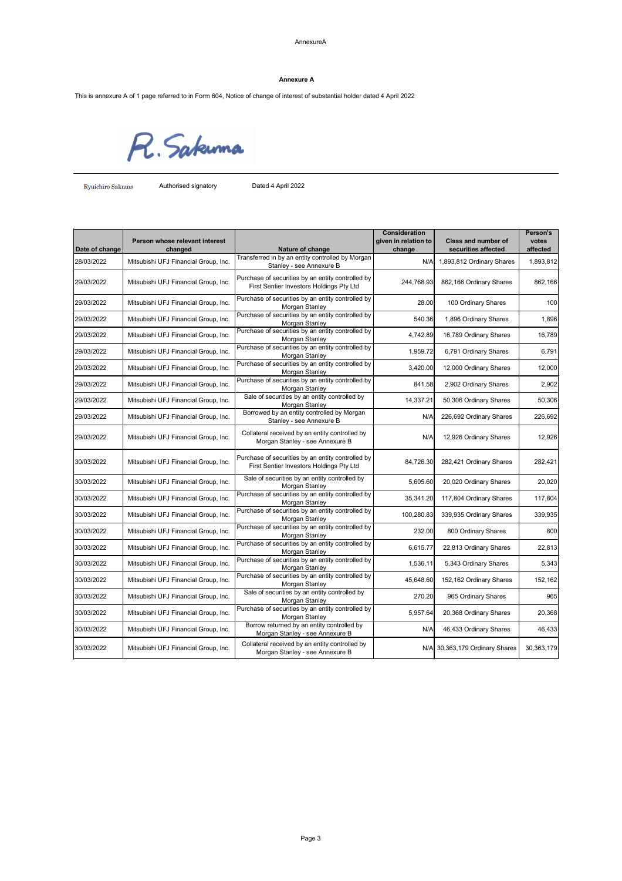AnnexureA

**Annexure A**

This is annexure A of 1 page referred to in Form 604, Notice of change of interest of substantial holder dated 4 April 2022

Ryuichiro Sakuma    Authorised signatory    Dated 4 April 2022

| Date of change | Person whose relevant interest changed | Nature of change | Consideration given in relation to change | Class and number of securities affected | Person's votes affected |
|---|---|---|---|---|---|
| 28/03/2022 | Mitsubishi UFJ Financial Group, Inc. | Transferred in by an entity controlled by Morgan Stanley - see Annexure B | N/A | 1,893,812 Ordinary Shares | 1,893,812 |
| 29/03/2022 | Mitsubishi UFJ Financial Group, Inc. | Purchase of securities by an entity controlled by First Sentier Investors Holdings Pty Ltd | 244,768.93 | 862,166 Ordinary Shares | 862,166 |
| 29/03/2022 | Mitsubishi UFJ Financial Group, Inc. | Purchase of securities by an entity controlled by Morgan Stanley | 28.00 | 100 Ordinary Shares | 100 |
| 29/03/2022 | Mitsubishi UFJ Financial Group, Inc. | Purchase of securities by an entity controlled by Morgan Stanley | 540.36 | 1,896 Ordinary Shares | 1,896 |
| 29/03/2022 | Mitsubishi UFJ Financial Group, Inc. | Purchase of securities by an entity controlled by Morgan Stanley | 4,742.89 | 16,789 Ordinary Shares | 16,789 |
| 29/03/2022 | Mitsubishi UFJ Financial Group, Inc. | Purchase of securities by an entity controlled by Morgan Stanley | 1,959.72 | 6,791 Ordinary Shares | 6,791 |
| 29/03/2022 | Mitsubishi UFJ Financial Group, Inc. | Purchase of securities by an entity controlled by Morgan Stanley | 3,420.00 | 12,000 Ordinary Shares | 12,000 |
| 29/03/2022 | Mitsubishi UFJ Financial Group, Inc. | Purchase of securities by an entity controlled by Morgan Stanley | 841.58 | 2,902 Ordinary Shares | 2,902 |
| 29/03/2022 | Mitsubishi UFJ Financial Group, Inc. | Sale of securities by an entity controlled by Morgan Stanley | 14,337.21 | 50,306 Ordinary Shares | 50,306 |
| 29/03/2022 | Mitsubishi UFJ Financial Group, Inc. | Borrowed by an entity controlled by Morgan Stanley - see Annexure B | N/A | 226,692 Ordinary Shares | 226,692 |
| 29/03/2022 | Mitsubishi UFJ Financial Group, Inc. | Collateral received by an entity controlled by Morgan Stanley - see Annexure B | N/A | 12,926 Ordinary Shares | 12,926 |
| 30/03/2022 | Mitsubishi UFJ Financial Group, Inc. | Purchase of securities by an entity controlled by First Sentier Investors Holdings Pty Ltd | 84,726.30 | 282,421 Ordinary Shares | 282,421 |
| 30/03/2022 | Mitsubishi UFJ Financial Group, Inc. | Sale of securities by an entity controlled by Morgan Stanley | 5,605.60 | 20,020 Ordinary Shares | 20,020 |
| 30/03/2022 | Mitsubishi UFJ Financial Group, Inc. | Purchase of securities by an entity controlled by Morgan Stanley | 35,341.20 | 117,804 Ordinary Shares | 117,804 |
| 30/03/2022 | Mitsubishi UFJ Financial Group, Inc. | Purchase of securities by an entity controlled by Morgan Stanley | 100,280.83 | 339,935 Ordinary Shares | 339,935 |
| 30/03/2022 | Mitsubishi UFJ Financial Group, Inc. | Purchase of securities by an entity controlled by Morgan Stanley | 232.00 | 800 Ordinary Shares | 800 |
| 30/03/2022 | Mitsubishi UFJ Financial Group, Inc. | Purchase of securities by an entity controlled by Morgan Stanley | 6,615.77 | 22,813 Ordinary Shares | 22,813 |
| 30/03/2022 | Mitsubishi UFJ Financial Group, Inc. | Purchase of securities by an entity controlled by Morgan Stanley | 1,536.11 | 5,343 Ordinary Shares | 5,343 |
| 30/03/2022 | Mitsubishi UFJ Financial Group, Inc. | Purchase of securities by an entity controlled by Morgan Stanley | 45,648.60 | 152,162 Ordinary Shares | 152,162 |
| 30/03/2022 | Mitsubishi UFJ Financial Group, Inc. | Sale of securities by an entity controlled by Morgan Stanley | 270.20 | 965 Ordinary Shares | 965 |
| 30/03/2022 | Mitsubishi UFJ Financial Group, Inc. | Purchase of securities by an entity controlled by Morgan Stanley | 5,957.64 | 20,368 Ordinary Shares | 20,368 |
| 30/03/2022 | Mitsubishi UFJ Financial Group, Inc. | Borrow returned by an entity controlled by Morgan Stanley - see Annexure B | N/A | 46,433 Ordinary Shares | 46,433 |
| 30/03/2022 | Mitsubishi UFJ Financial Group, Inc. | Collateral received by an entity controlled by Morgan Stanley - see Annexure B | N/A | 30,363,179 Ordinary Shares | 30,363,179 |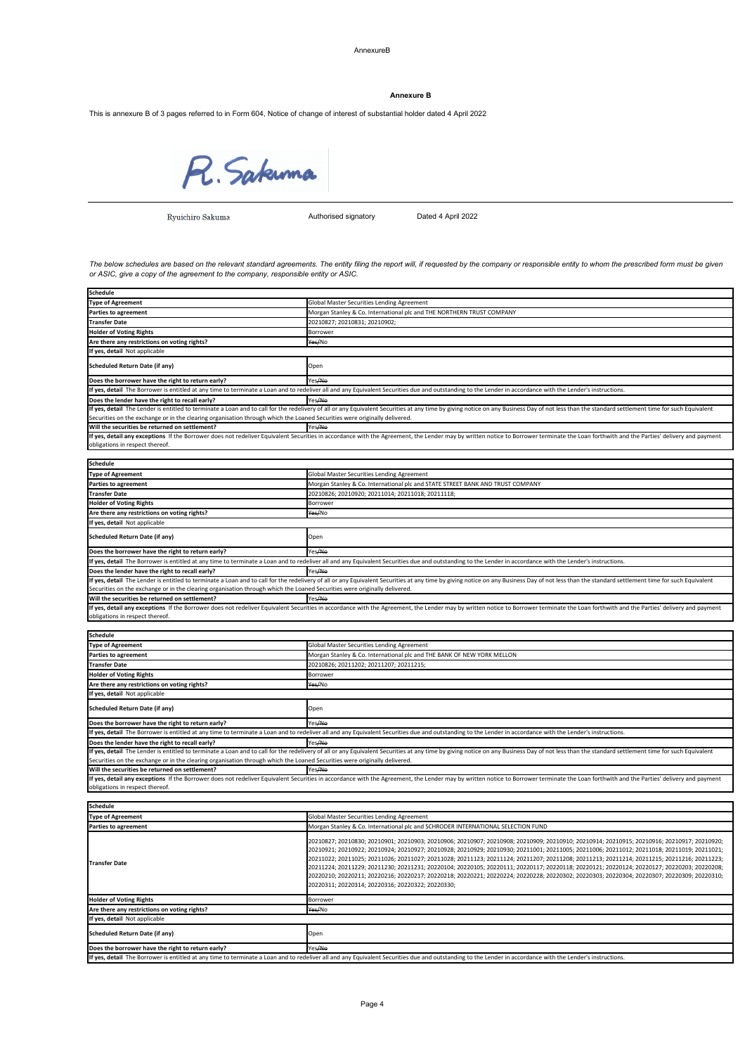**Annexure B**

This is annexure B of 3 pages referred to in Form 604, Notice of change of interest of substantial holder dated 4 April 2022

R. Sakuma

Ryuichiro Sakuma — Authorised signatory — Dated 4 April 2022

*The below schedules are based on the relevant standard agreements. The entity filing the report will, if requested by the company or responsible entity to whom the prescribed form must be given or ASIC, give a copy of the agreement to the company, responsible entity or ASIC.*

| **Schedule** | |
|---|---|
| **Type of Agreement** | Global Master Securities Lending Agreement |
| **Parties to agreement** | Morgan Stanley & Co. International plc and THE NORTHERN TRUST COMPANY |
| **Transfer Date** | 20210827; 20210831; 20210902; |
| **Holder of Voting Rights** | Borrower |
| **Are there any restrictions on voting rights?** | ~~Yes~~/No |
| **If yes, detail** Not applicable | |
| **Scheduled Return Date (if any)** | Open |
| **Does the borrower have the right to return early?** | Yes/~~No~~ |
| **If yes, detail** The Borrower is entitled at any time to terminate a Loan and to redeliver all and any Equivalent Securities due and outstanding to the Lender in accordance with the Lender's instructions. | |
| **Does the lender have the right to recall early?** | Yes/~~No~~ |
| **If yes, detail** The Lender is entitled to terminate a Loan and to call for the redelivery of all or any Equivalent Securities at any time by giving notice on any Business Day of not less than the standard settlement time for such Equivalent Securities on the exchange or in the clearing organisation through which the Loaned Securities were originally delivered. | |
| **Will the securities be returned on settlement?** | Yes/~~No~~ |
| **If yes, detail any exceptions** If the Borrower does not redeliver Equivalent Securities in accordance with the Agreement, the Lender may by written notice to Borrower terminate the Loan forthwith and the Parties' delivery and payment obligations in respect thereof. | |

| **Schedule** | |
|---|---|
| **Type of Agreement** | Global Master Securities Lending Agreement |
| **Parties to agreement** | Morgan Stanley & Co. International plc and STATE STREET BANK AND TRUST COMPANY |
| **Transfer Date** | 20210826; 20210920; 20211014; 20211018; 20211118; |
| **Holder of Voting Rights** | Borrower |
| **Are there any restrictions on voting rights?** | ~~Yes~~/No |
| **If yes, detail** Not applicable | |
| **Scheduled Return Date (if any)** | Open |
| **Does the borrower have the right to return early?** | Yes/~~No~~ |
| **If yes, detail** The Borrower is entitled at any time to terminate a Loan and to redeliver all and any Equivalent Securities due and outstanding to the Lender in accordance with the Lender's instructions. | |
| **Does the lender have the right to recall early?** | Yes/~~No~~ |
| **If yes, detail** The Lender is entitled to terminate a Loan and to call for the redelivery of all or any Equivalent Securities at any time by giving notice on any Business Day of not less than the standard settlement time for such Equivalent Securities on the exchange or in the clearing organisation through which the Loaned Securities were originally delivered. | |
| **Will the securities be returned on settlement?** | Yes/~~No~~ |
| **If yes, detail any exceptions** If the Borrower does not redeliver Equivalent Securities in accordance with the Agreement, the Lender may by written notice to Borrower terminate the Loan forthwith and the Parties' delivery and payment obligations in respect thereof. | |

| **Schedule** | |
|---|---|
| **Type of Agreement** | Global Master Securities Lending Agreement |
| **Parties to agreement** | Morgan Stanley & Co. International plc and THE BANK OF NEW YORK MELLON |
| **Transfer Date** | 20210826; 20211202; 20211207; 20211215; |
| **Holder of Voting Rights** | Borrower |
| **Are there any restrictions on voting rights?** | ~~Yes~~/No |
| **If yes, detail** Not applicable | |
| **Scheduled Return Date (if any)** | Open |
| **Does the borrower have the right to return early?** | Yes/~~No~~ |
| **If yes, detail** The Borrower is entitled at any time to terminate a Loan and to redeliver all and any Equivalent Securities due and outstanding to the Lender in accordance with the Lender's instructions. | |
| **Does the lender have the right to recall early?** | Yes/~~No~~ |
| **If yes, detail** The Lender is entitled to terminate a Loan and to call for the redelivery of all or any Equivalent Securities at any time by giving notice on any Business Day of not less than the standard settlement time for such Equivalent Securities on the exchange or in the clearing organisation through which the Loaned Securities were originally delivered. | |
| **Will the securities be returned on settlement?** | Yes/~~No~~ |
| **If yes, detail any exceptions** If the Borrower does not redeliver Equivalent Securities in accordance with the Agreement, the Lender may by written notice to Borrower terminate the Loan forthwith and the Parties' delivery and payment obligations in respect thereof. | |

| **Schedule** | |
|---|---|
| **Type of Agreement** | Global Master Securities Lending Agreement |
| **Parties to agreement** | Morgan Stanley & Co. International plc and SCHRODER INTERNATIONAL SELECTION FUND |
| **Transfer Date** | 20210827; 20210830; 20210901; 20210903; 20210906; 20210907; 20210908; 20210909; 20210910; 20210914; 20210915; 20210916; 20210917; 20210920; 20210921; 20210922; 20210924; 20210927; 20210928; 20210929; 20210930; 20211001; 20211005; 20211006; 20211012; 20211018; 20211019; 20211021; 20211022; 20211025; 20211026; 20211027; 20211028; 20211123; 20211124; 20211207; 20211208; 20211213; 20211214; 20211215; 20211216; 20211223; 20211224; 20211229; 20211230; 20211231; 20220104; 20220105; 20220111; 20220117; 20220118; 20220121; 20220124; 20220127; 20220203; 20220208; 20220210; 20220211; 20220216; 20220217; 20220218; 20220221; 20220224; 20220228; 20220302; 20220303; 20220304; 20220307; 20220309; 20220310; 20220311; 20220314; 20220316; 20220322; 20220330; |
| **Holder of Voting Rights** | Borrower |
| **Are there any restrictions on voting rights?** | ~~Yes~~/No |
| **If yes, detail** Not applicable | |
| **Scheduled Return Date (if any)** | Open |
| **Does the borrower have the right to return early?** | Yes/~~No~~ |
| **If yes, detail** The Borrower is entitled at any time to terminate a Loan and to redeliver all and any Equivalent Securities due and outstanding to the Lender in accordance with the Lender's instructions. | |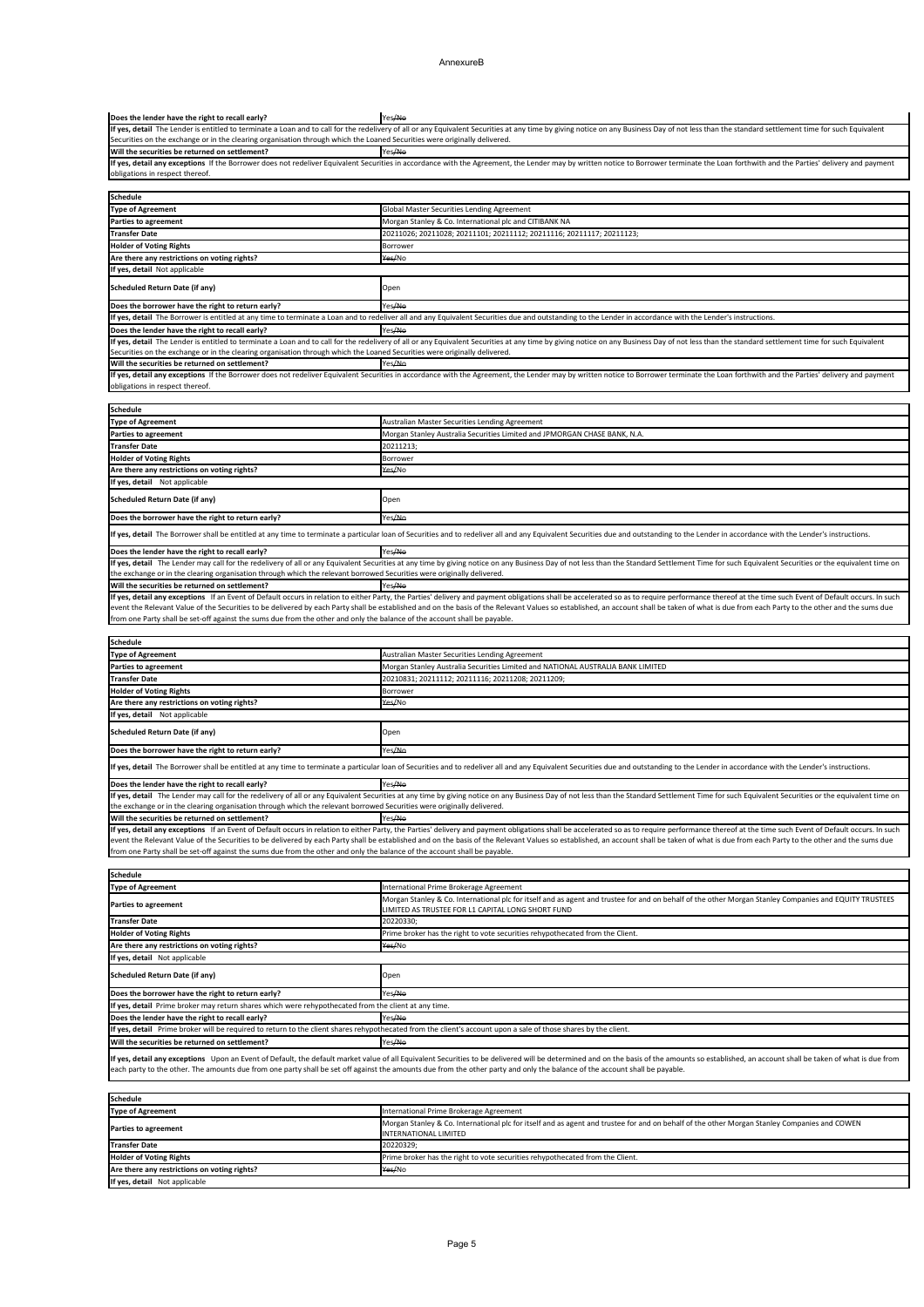AnnexureB

| Does the lender have the right to recall early? | Yes/~~No~~ |
|---|---|
| **If yes, detail** The Lender is entitled to terminate a Loan and to call for the redelivery of all or any Equivalent Securities at any time by giving notice on any Business Day of not less than the standard settlement time for such Equivalent Securities on the exchange or in the clearing organisation through which the Loaned Securities were originally delivered. | |
| **Will the securities be returned on settlement?** | Yes/~~No~~ |
| **If yes, detail any exceptions** If the Borrower does not redeliver Equivalent Securities in accordance with the Agreement, the Lender may by written notice to Borrower terminate the Loan forthwith and the Parties' delivery and payment obligations in respect thereof. | |

| Schedule | |
|---|---|
| **Type of Agreement** | Global Master Securities Lending Agreement |
| **Parties to agreement** | Morgan Stanley & Co. International plc and CITIBANK NA |
| **Transfer Date** | 20211026; 20211028; 20211101; 20211112; 20211116; 20211117; 20211123; |
| **Holder of Voting Rights** | Borrower |
| **Are there any restrictions on voting rights?** | ~~Yes~~/No |
| **If yes, detail** Not applicable | |
| **Scheduled Return Date (if any)** | Open |
| **Does the borrower have the right to return early?** | Yes/~~No~~ |
| **If yes, detail** The Borrower is entitled at any time to terminate a Loan and to redeliver all and any Equivalent Securities due and outstanding to the Lender in accordance with the Lender's instructions. | |
| **Does the lender have the right to recall early?** | Yes/~~No~~ |
| **If yes, detail** The Lender is entitled to terminate a Loan and to call for the redelivery of all or any Equivalent Securities at any time by giving notice on any Business Day of not less than the standard settlement time for such Equivalent Securities on the exchange or in the clearing organisation through which the Loaned Securities were originally delivered. | |
| **Will the securities be returned on settlement?** | Yes/~~No~~ |
| **If yes, detail any exceptions** If the Borrower does not redeliver Equivalent Securities in accordance with the Agreement, the Lender may by written notice to Borrower terminate the Loan forthwith and the Parties' delivery and payment obligations in respect thereof. | |

| Schedule | |
|---|---|
| **Type of Agreement** | Australian Master Securities Lending Agreement |
| **Parties to agreement** | Morgan Stanley Australia Securities Limited and JPMORGAN CHASE BANK, N.A. |
| **Transfer Date** | 20211213; |
| **Holder of Voting Rights** | Borrower |
| **Are there any restrictions on voting rights?** | ~~Yes~~/No |
| **If yes, detail** Not applicable | |
| **Scheduled Return Date (if any)** | Open |
| **Does the borrower have the right to return early?** | Yes/~~No~~ |
| **If yes, detail** The Borrower shall be entitled at any time to terminate a particular loan of Securities and to redeliver all and any Equivalent Securities due and outstanding to the Lender in accordance with the Lender's instructions. | |
| **Does the lender have the right to recall early?** | Yes/~~No~~ |
| **If yes, detail** The Lender may call for the redelivery of all or any Equivalent Securities at any time by giving notice on any Business Day of not less than the Standard Settlement Time for such Equivalent Securities or the equivalent time on the exchange or in the clearing organisation through which the relevant borrowed Securities were originally delivered. | |
| **Will the securities be returned on settlement?** | Yes/~~No~~ |
| **If yes, detail any exceptions** If an Event of Default occurs in relation to either Party, the Parties' delivery and payment obligations shall be accelerated so as to require performance thereof at the time such Event of Default occurs. In such event the Relevant Value of the Securities to be delivered by each Party shall be established and on the basis of the Relevant Values so established, an account shall be taken of what is due from each Party to the other and the sums due from one Party shall be set-off against the sums due from the other and only the balance of the account shall be payable. | |

| Schedule | |
|---|---|
| **Type of Agreement** | Australian Master Securities Lending Agreement |
| **Parties to agreement** | Morgan Stanley Australia Securities Limited and NATIONAL AUSTRALIA BANK LIMITED |
| **Transfer Date** | 20210831; 20211112; 20211116; 20211208; 20211209; |
| **Holder of Voting Rights** | Borrower |
| **Are there any restrictions on voting rights?** | ~~Yes~~/No |
| **If yes, detail** Not applicable | |
| **Scheduled Return Date (if any)** | Open |
| **Does the borrower have the right to return early?** | Yes/~~No~~ |
| **If yes, detail** The Borrower shall be entitled at any time to terminate a particular loan of Securities and to redeliver all and any Equivalent Securities due and outstanding to the Lender in accordance with the Lender's instructions. | |
| **Does the lender have the right to recall early?** | Yes/~~No~~ |
| **If yes, detail** The Lender may call for the redelivery of all or any Equivalent Securities at any time by giving notice on any Business Day of not less than the Standard Settlement Time for such Equivalent Securities or the equivalent time on the exchange or in the clearing organisation through which the relevant borrowed Securities were originally delivered. | |
| **Will the securities be returned on settlement?** | Yes/~~No~~ |
| **If yes, detail any exceptions** If an Event of Default occurs in relation to either Party, the Parties' delivery and payment obligations shall be accelerated so as to require performance thereof at the time such Event of Default occurs. In such event the Relevant Value of the Securities to be delivered by each Party shall be established and on the basis of the Relevant Values so established, an account shall be taken of what is due from each Party to the other and the sums due from one Party shall be set-off against the sums due from the other and only the balance of the account shall be payable. | |

| Schedule | |
|---|---|
| **Type of Agreement** | International Prime Brokerage Agreement |
| **Parties to agreement** | Morgan Stanley & Co. International plc for itself and as agent and trustee for and on behalf of the other Morgan Stanley Companies and EQUITY TRUSTEES LIMITED AS TRUSTEE FOR L1 CAPITAL LONG SHORT FUND |
| **Transfer Date** | 20220330; |
| **Holder of Voting Rights** | Prime broker has the right to vote securities rehypothecated from the Client. |
| **Are there any restrictions on voting rights?** | ~~Yes~~/No |
| **If yes, detail** Not applicable | |
| **Scheduled Return Date (if any)** | Open |
| **Does the borrower have the right to return early?** | Yes/~~No~~ |
| **If yes, detail** Prime broker may return shares which were rehypothecated from the client at any time. | |
| **Does the lender have the right to recall early?** | Yes/~~No~~ |
| **If yes, detail** Prime broker will be required to return to the client shares rehypothecated from the client's account upon a sale of those shares by the client. | |
| **Will the securities be returned on settlement?** | Yes/~~No~~ |
| **If yes, detail any exceptions** Upon an Event of Default, the default market value of all Equivalent Securities to be delivered will be determined and on the basis of the amounts so established, an account shall be taken of what is due from each party to the other. The amounts due from one party shall be set off against the amounts due from the other party and only the balance of the account shall be payable. | |

| Schedule | |
|---|---|
| **Type of Agreement** | International Prime Brokerage Agreement |
| **Parties to agreement** | Morgan Stanley & Co. International plc for itself and as agent and trustee for and on behalf of the other Morgan Stanley Companies and COWEN INTERNATIONAL LIMITED |
| **Transfer Date** | 20220329; |
| **Holder of Voting Rights** | Prime broker has the right to vote securities rehypothecated from the Client. |
| **Are there any restrictions on voting rights?** | ~~Yes~~/No |
| **If yes, detail** Not applicable | |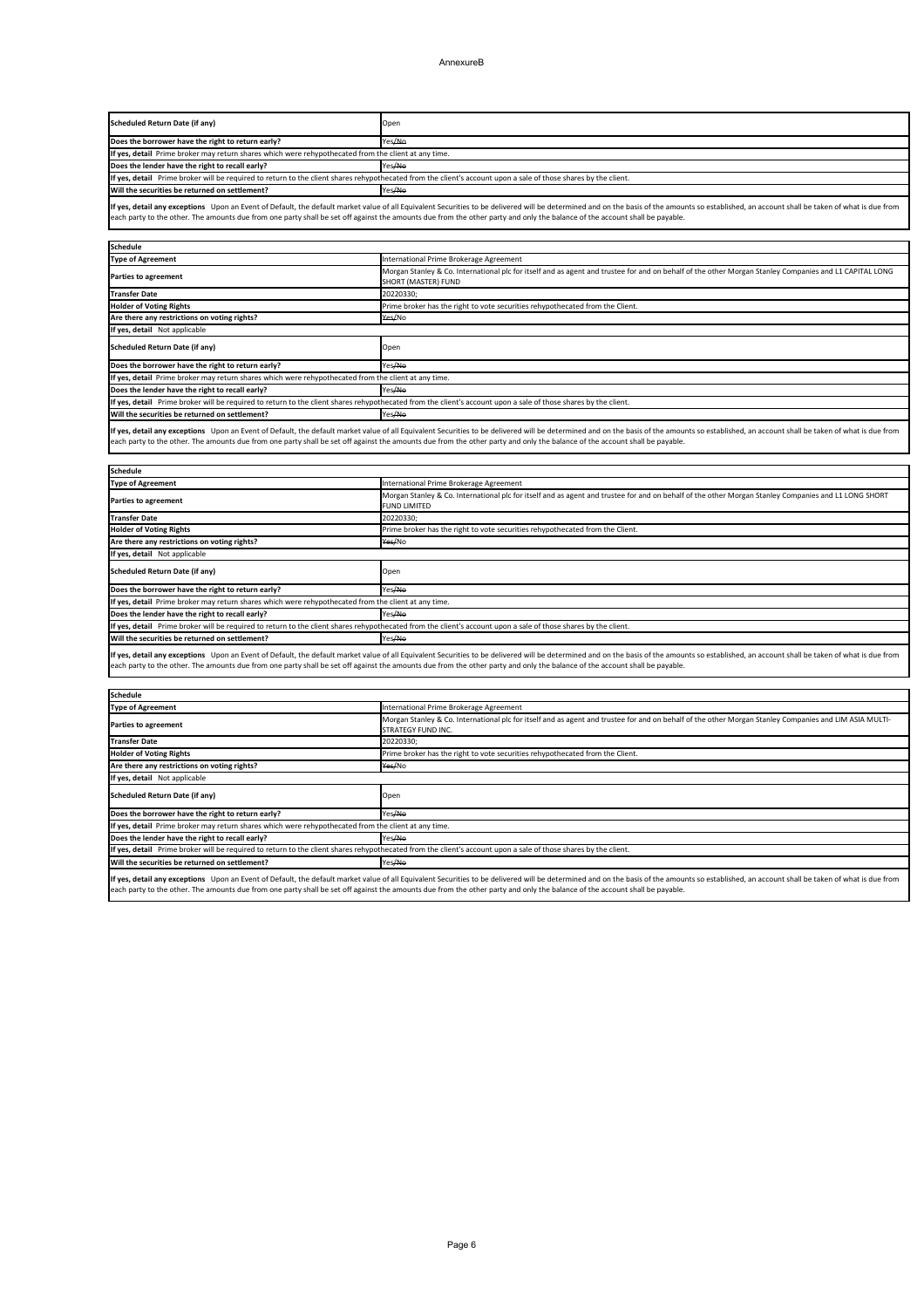AnnexureB

| | |
|---|---|
| **Scheduled Return Date (if any)** | Open |
| **Does the borrower have the right to return early?** | Yes/~~No~~ |
| **If yes, detail** Prime broker may return shares which were rehypothecated from the client at any time. | |
| **Does the lender have the right to recall early?** | Yes/~~No~~ |
| **If yes, detail** Prime broker will be required to return to the client shares rehypothecated from the client's account upon a sale of those shares by the client. | |
| **Will the securities be returned on settlement?** | Yes/~~No~~ |
| **If yes, detail any exceptions** Upon an Event of Default, the default market value of all Equivalent Securities to be delivered will be determined and on the basis of the amounts so established, an account shall be taken of what is due from each party to the other. The amounts due from one party shall be set off against the amounts due from the other party and only the balance of the account shall be payable. | |

| | |
|---|---|
| **Schedule** | |
| **Type of Agreement** | International Prime Brokerage Agreement |
| **Parties to agreement** | Morgan Stanley & Co. International plc for itself and as agent and trustee for and on behalf of the other Morgan Stanley Companies and L1 CAPITAL LONG SHORT (MASTER) FUND |
| **Transfer Date** | 20220330; |
| **Holder of Voting Rights** | Prime broker has the right to vote securities rehypothecated from the Client. |
| **Are there any restrictions on voting rights?** | ~~Yes~~/No |
| **If yes, detail** Not applicable | |
| **Scheduled Return Date (if any)** | Open |
| **Does the borrower have the right to return early?** | Yes/~~No~~ |
| **If yes, detail** Prime broker may return shares which were rehypothecated from the client at any time. | |
| **Does the lender have the right to recall early?** | Yes/~~No~~ |
| **If yes, detail** Prime broker will be required to return to the client shares rehypothecated from the client's account upon a sale of those shares by the client. | |
| **Will the securities be returned on settlement?** | Yes/~~No~~ |
| **If yes, detail any exceptions** Upon an Event of Default, the default market value of all Equivalent Securities to be delivered will be determined and on the basis of the amounts so established, an account shall be taken of what is due from each party to the other. The amounts due from one party shall be set off against the amounts due from the other party and only the balance of the account shall be payable. | |

| | |
|---|---|
| **Schedule** | |
| **Type of Agreement** | International Prime Brokerage Agreement |
| **Parties to agreement** | Morgan Stanley & Co. International plc for itself and as agent and trustee for and on behalf of the other Morgan Stanley Companies and L1 LONG SHORT FUND LIMITED |
| **Transfer Date** | 20220330; |
| **Holder of Voting Rights** | Prime broker has the right to vote securities rehypothecated from the Client. |
| **Are there any restrictions on voting rights?** | ~~Yes~~/No |
| **If yes, detail** Not applicable | |
| **Scheduled Return Date (if any)** | Open |
| **Does the borrower have the right to return early?** | Yes/~~No~~ |
| **If yes, detail** Prime broker may return shares which were rehypothecated from the client at any time. | |
| **Does the lender have the right to recall early?** | Yes/~~No~~ |
| **If yes, detail** Prime broker will be required to return to the client shares rehypothecated from the client's account upon a sale of those shares by the client. | |
| **Will the securities be returned on settlement?** | Yes/~~No~~ |
| **If yes, detail any exceptions** Upon an Event of Default, the default market value of all Equivalent Securities to be delivered will be determined and on the basis of the amounts so established, an account shall be taken of what is due from each party to the other. The amounts due from one party shall be set off against the amounts due from the other party and only the balance of the account shall be payable. | |

| | |
|---|---|
| **Schedule** | |
| **Type of Agreement** | International Prime Brokerage Agreement |
| **Parties to agreement** | Morgan Stanley & Co. International plc for itself and as agent and trustee for and on behalf of the other Morgan Stanley Companies and LIM ASIA MULTI-STRATEGY FUND INC. |
| **Transfer Date** | 20220330; |
| **Holder of Voting Rights** | Prime broker has the right to vote securities rehypothecated from the Client. |
| **Are there any restrictions on voting rights?** | ~~Yes~~/No |
| **If yes, detail** Not applicable | |
| **Scheduled Return Date (if any)** | Open |
| **Does the borrower have the right to return early?** | Yes/~~No~~ |
| **If yes, detail** Prime broker may return shares which were rehypothecated from the client at any time. | |
| **Does the lender have the right to recall early?** | Yes/~~No~~ |
| **If yes, detail** Prime broker will be required to return to the client shares rehypothecated from the client's account upon a sale of those shares by the client. | |
| **Will the securities be returned on settlement?** | Yes/~~No~~ |
| **If yes, detail any exceptions** Upon an Event of Default, the default market value of all Equivalent Securities to be delivered will be determined and on the basis of the amounts so established, an account shall be taken of what is due from each party to the other. The amounts due from one party shall be set off against the amounts due from the other party and only the balance of the account shall be payable. | |